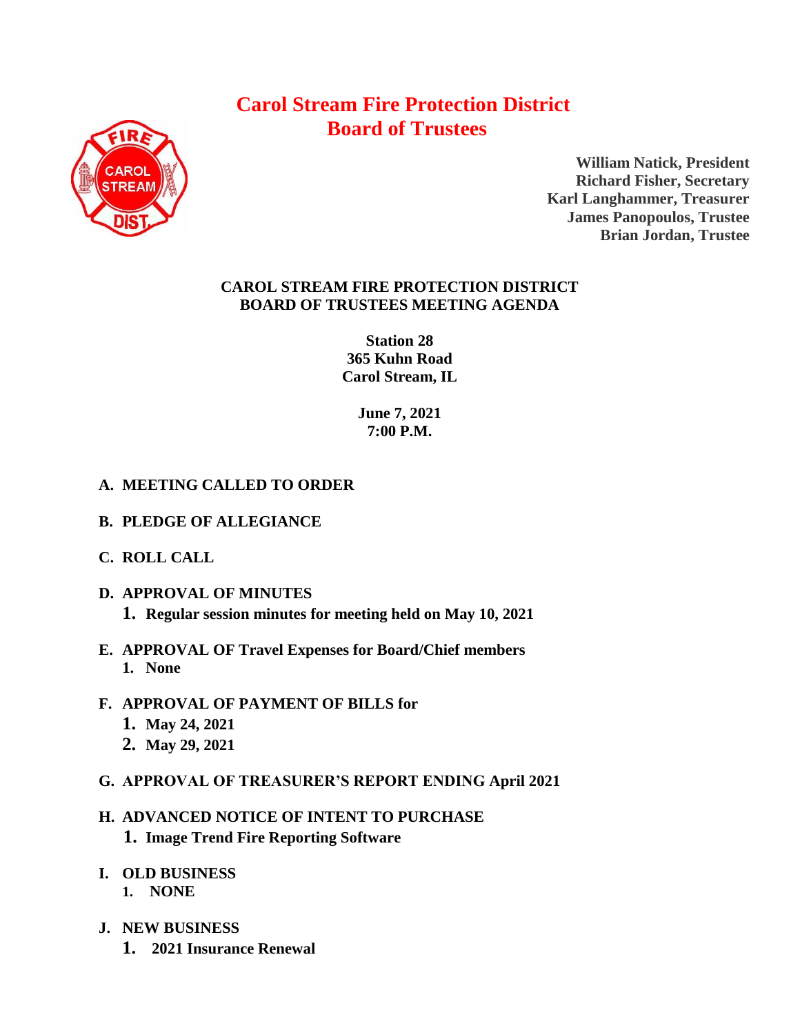# Carol Stream Fire Protection District
## Board of Trustees

**William Natick, President**
**Richard Fisher, Secretary**
**Karl Langhammer, Treasurer**
**James Panopoulos, Trustee**
**Brian Jordan, Trustee**

**CAROL STREAM FIRE PROTECTION DISTRICT**
**BOARD OF TRUSTEES MEETING AGENDA**

**Station 28**
**365 Kuhn Road**
**Carol Stream, IL**

**June 7, 2021**
**7:00 P.M.**

**A. MEETING CALLED TO ORDER**

**B. PLEDGE OF ALLEGIANCE**

**C. ROLL CALL**

**D. APPROVAL OF MINUTES**
1. **Regular session minutes for meeting held on May 10, 2021**

**E. APPROVAL OF Travel Expenses for Board/Chief members**
1. **None**

**F. APPROVAL OF PAYMENT OF BILLS for**
1. **May 24, 2021**
2. **May 29, 2021**

**G. APPROVAL OF TREASURER'S REPORT ENDING April 2021**

**H. ADVANCED NOTICE OF INTENT TO PURCHASE**
1. **Image Trend Fire Reporting Software**

**I. OLD BUSINESS**
1. **NONE**

**J. NEW BUSINESS**
1. **2021 Insurance Renewal**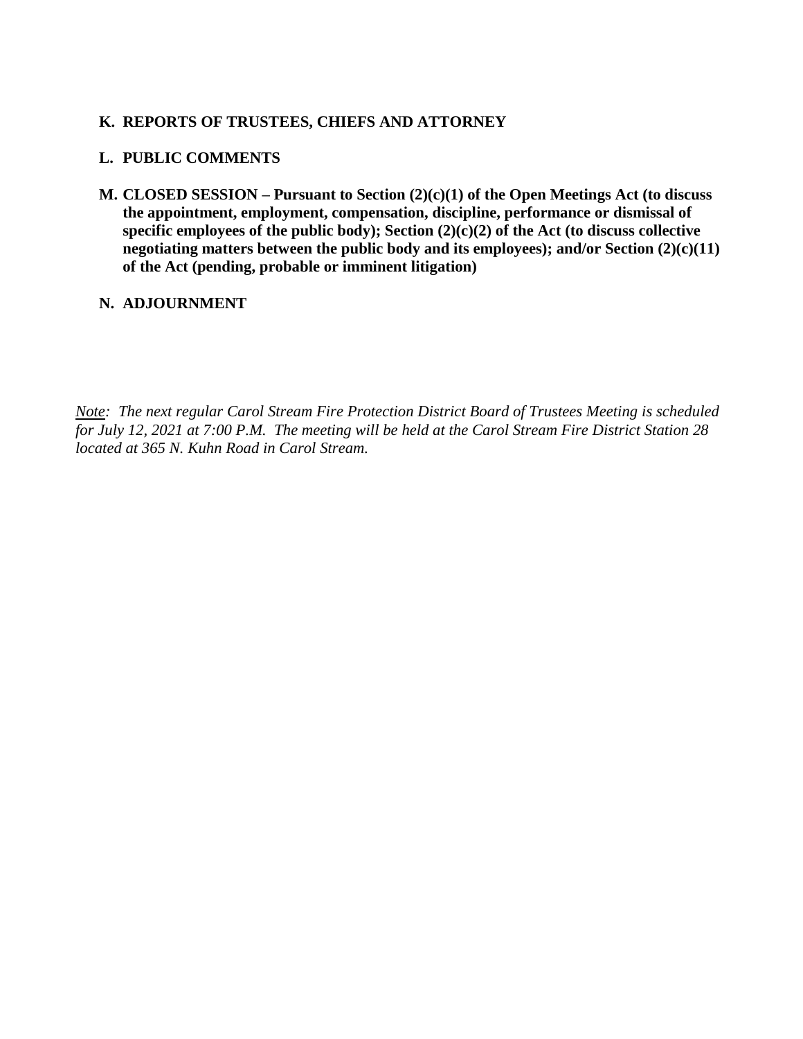**K. REPORTS OF TRUSTEES, CHIEFS AND ATTORNEY**

**L. PUBLIC COMMENTS**

**M. CLOSED SESSION – Pursuant to Section (2)(c)(1) of the Open Meetings Act (to discuss the appointment, employment, compensation, discipline, performance or dismissal of specific employees of the public body); Section (2)(c)(2) of the Act (to discuss collective negotiating matters between the public body and its employees); and/or Section (2)(c)(11) of the Act (pending, probable or imminent litigation)**

**N. ADJOURNMENT**

*Note: The next regular Carol Stream Fire Protection District Board of Trustees Meeting is scheduled for July 12, 2021 at 7:00 P.M. The meeting will be held at the Carol Stream Fire District Station 28 located at 365 N. Kuhn Road in Carol Stream.*